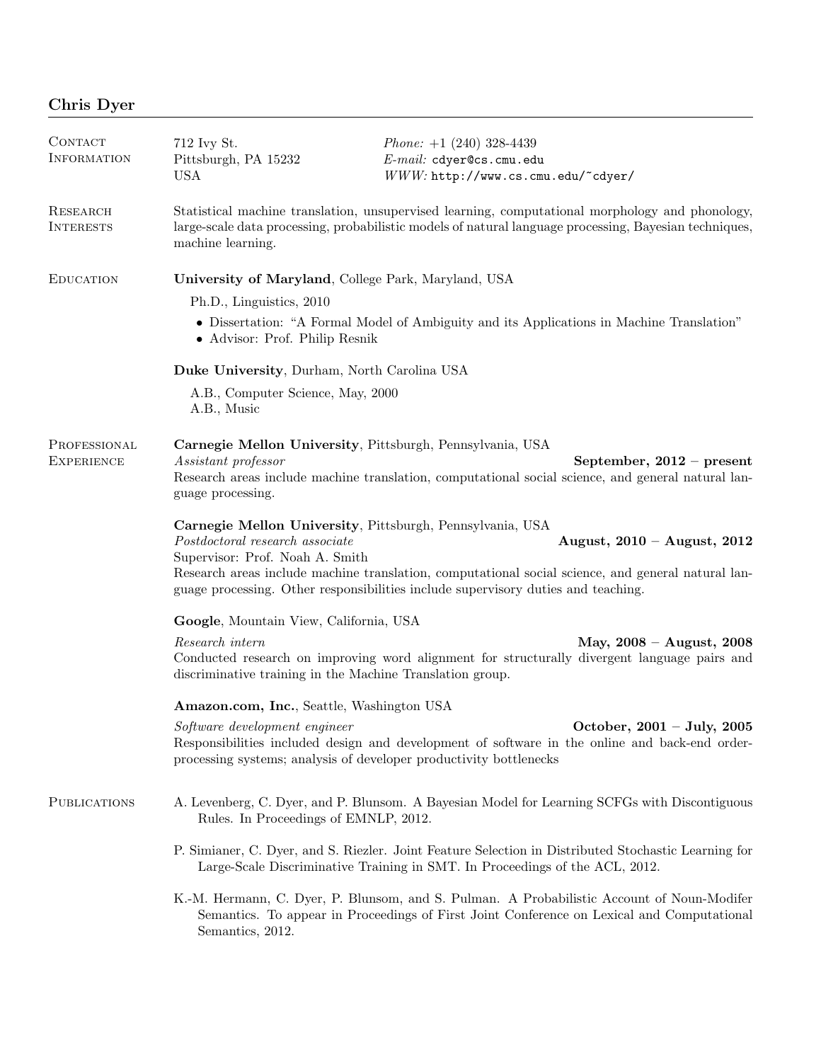# Chris Dyer

## Contact Information

712 Ivy St.
Pittsburgh, PA 15232
USA

*Phone:* +1 (240) 328-4439
*E-mail:* cdyer@cs.cmu.edu
*WWW:* http://www.cs.cmu.edu/~cdyer/

## Research Interests

Statistical machine translation, unsupervised learning, computational morphology and phonology, large-scale data processing, probabilistic models of natural language processing, Bayesian techniques, machine learning.

## Education

**University of Maryland**, College Park, Maryland, USA

Ph.D., Linguistics, 2010

- Dissertation: "A Formal Model of Ambiguity and its Applications in Machine Translation"
- Advisor: Prof. Philip Resnik

**Duke University**, Durham, North Carolina USA

A.B., Computer Science, May, 2000
A.B., Music

## Professional Experience

**Carnegie Mellon University**, Pittsburgh, Pennsylvania, USA
*Assistant professor* — **September, 2012 – present**
Research areas include machine translation, computational social science, and general natural language processing.

**Carnegie Mellon University**, Pittsburgh, Pennsylvania, USA
*Postdoctoral research associate* — **August, 2010 – August, 2012**
Supervisor: Prof. Noah A. Smith
Research areas include machine translation, computational social science, and general natural language processing. Other responsibilities include supervisory duties and teaching.

**Google**, Mountain View, California, USA

*Research intern* — **May, 2008 – August, 2008**
Conducted research on improving word alignment for structurally divergent language pairs and discriminative training in the Machine Translation group.

**Amazon.com, Inc.**, Seattle, Washington USA

*Software development engineer* — **October, 2001 – July, 2005**
Responsibilities included design and development of software in the online and back-end order-processing systems; analysis of developer productivity bottlenecks

## Publications

A. Levenberg, C. Dyer, and P. Blunsom. A Bayesian Model for Learning SCFGs with Discontiguous Rules. In Proceedings of EMNLP, 2012.

P. Simianer, C. Dyer, and S. Riezler. Joint Feature Selection in Distributed Stochastic Learning for Large-Scale Discriminative Training in SMT. In Proceedings of the ACL, 2012.

K.-M. Hermann, C. Dyer, P. Blunsom, and S. Pulman. A Probabilistic Account of Noun-Modifer Semantics. To appear in Proceedings of First Joint Conference on Lexical and Computational Semantics, 2012.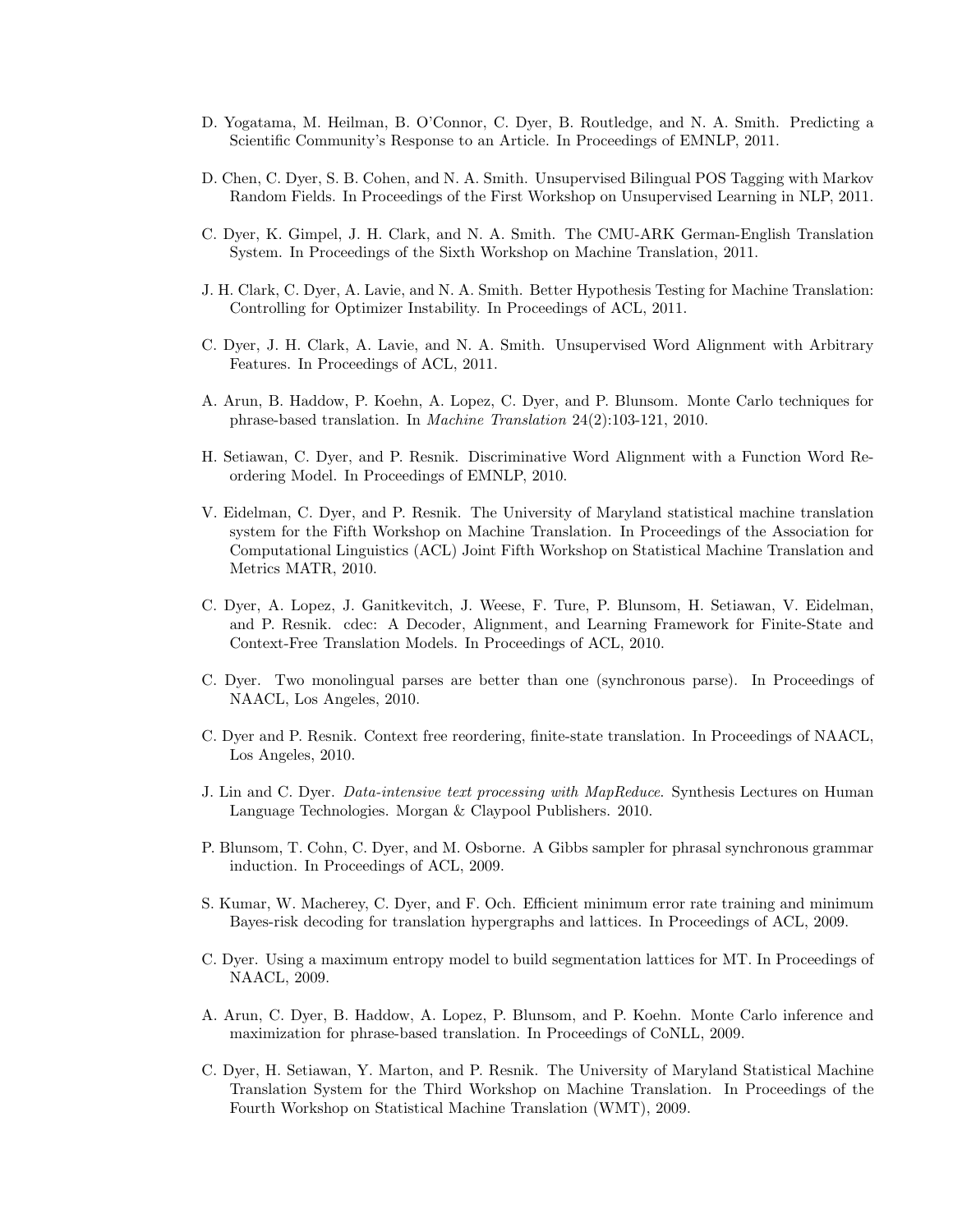D. Yogatama, M. Heilman, B. O'Connor, C. Dyer, B. Routledge, and N. A. Smith. Predicting a Scientific Community's Response to an Article. In Proceedings of EMNLP, 2011.

D. Chen, C. Dyer, S. B. Cohen, and N. A. Smith. Unsupervised Bilingual POS Tagging with Markov Random Fields. In Proceedings of the First Workshop on Unsupervised Learning in NLP, 2011.

C. Dyer, K. Gimpel, J. H. Clark, and N. A. Smith. The CMU-ARK German-English Translation System. In Proceedings of the Sixth Workshop on Machine Translation, 2011.

J. H. Clark, C. Dyer, A. Lavie, and N. A. Smith. Better Hypothesis Testing for Machine Translation: Controlling for Optimizer Instability. In Proceedings of ACL, 2011.

C. Dyer, J. H. Clark, A. Lavie, and N. A. Smith. Unsupervised Word Alignment with Arbitrary Features. In Proceedings of ACL, 2011.

A. Arun, B. Haddow, P. Koehn, A. Lopez, C. Dyer, and P. Blunsom. Monte Carlo techniques for phrase-based translation. In *Machine Translation* 24(2):103-121, 2010.

H. Setiawan, C. Dyer, and P. Resnik. Discriminative Word Alignment with a Function Word Reordering Model. In Proceedings of EMNLP, 2010.

V. Eidelman, C. Dyer, and P. Resnik. The University of Maryland statistical machine translation system for the Fifth Workshop on Machine Translation. In Proceedings of the Association for Computational Linguistics (ACL) Joint Fifth Workshop on Statistical Machine Translation and Metrics MATR, 2010.

C. Dyer, A. Lopez, J. Ganitkevitch, J. Weese, F. Ture, P. Blunsom, H. Setiawan, V. Eidelman, and P. Resnik. cdec: A Decoder, Alignment, and Learning Framework for Finite-State and Context-Free Translation Models. In Proceedings of ACL, 2010.

C. Dyer. Two monolingual parses are better than one (synchronous parse). In Proceedings of NAACL, Los Angeles, 2010.

C. Dyer and P. Resnik. Context free reordering, finite-state translation. In Proceedings of NAACL, Los Angeles, 2010.

J. Lin and C. Dyer. *Data-intensive text processing with MapReduce*. Synthesis Lectures on Human Language Technologies. Morgan & Claypool Publishers. 2010.

P. Blunsom, T. Cohn, C. Dyer, and M. Osborne. A Gibbs sampler for phrasal synchronous grammar induction. In Proceedings of ACL, 2009.

S. Kumar, W. Macherey, C. Dyer, and F. Och. Efficient minimum error rate training and minimum Bayes-risk decoding for translation hypergraphs and lattices. In Proceedings of ACL, 2009.

C. Dyer. Using a maximum entropy model to build segmentation lattices for MT. In Proceedings of NAACL, 2009.

A. Arun, C. Dyer, B. Haddow, A. Lopez, P. Blunsom, and P. Koehn. Monte Carlo inference and maximization for phrase-based translation. In Proceedings of CoNLL, 2009.

C. Dyer, H. Setiawan, Y. Marton, and P. Resnik. The University of Maryland Statistical Machine Translation System for the Third Workshop on Machine Translation. In Proceedings of the Fourth Workshop on Statistical Machine Translation (WMT), 2009.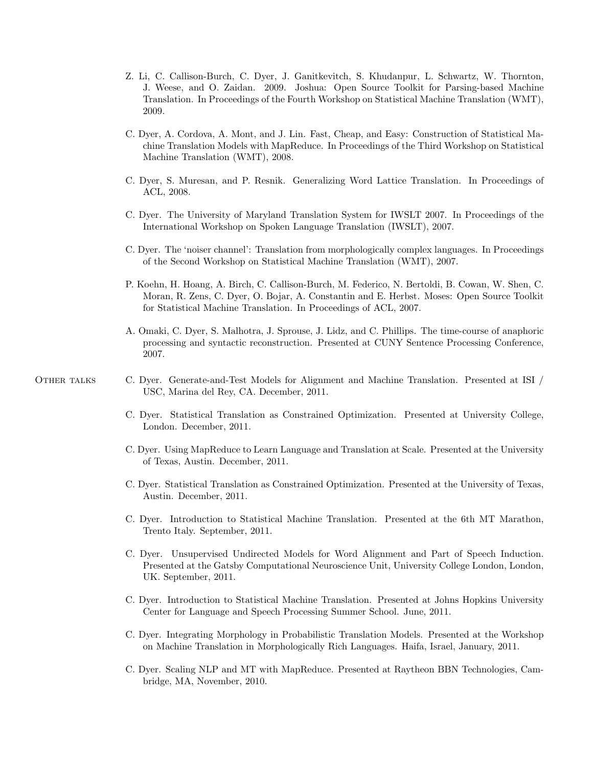Z. Li, C. Callison-Burch, C. Dyer, J. Ganitkevitch, S. Khudanpur, L. Schwartz, W. Thornton, J. Weese, and O. Zaidan. 2009. Joshua: Open Source Toolkit for Parsing-based Machine Translation. In Proceedings of the Fourth Workshop on Statistical Machine Translation (WMT), 2009.

C. Dyer, A. Cordova, A. Mont, and J. Lin. Fast, Cheap, and Easy: Construction of Statistical Machine Translation Models with MapReduce. In Proceedings of the Third Workshop on Statistical Machine Translation (WMT), 2008.

C. Dyer, S. Muresan, and P. Resnik. Generalizing Word Lattice Translation. In Proceedings of ACL, 2008.

C. Dyer. The University of Maryland Translation System for IWSLT 2007. In Proceedings of the International Workshop on Spoken Language Translation (IWSLT), 2007.

C. Dyer. The 'noiser channel': Translation from morphologically complex languages. In Proceedings of the Second Workshop on Statistical Machine Translation (WMT), 2007.

P. Koehn, H. Hoang, A. Birch, C. Callison-Burch, M. Federico, N. Bertoldi, B. Cowan, W. Shen, C. Moran, R. Zens, C. Dyer, O. Bojar, A. Constantin and E. Herbst. Moses: Open Source Toolkit for Statistical Machine Translation. In Proceedings of ACL, 2007.

A. Omaki, C. Dyer, S. Malhotra, J. Sprouse, J. Lidz, and C. Phillips. The time-course of anaphoric processing and syntactic reconstruction. Presented at CUNY Sentence Processing Conference, 2007.

## Other talks

C. Dyer. Generate-and-Test Models for Alignment and Machine Translation. Presented at ISI / USC, Marina del Rey, CA. December, 2011.

C. Dyer. Statistical Translation as Constrained Optimization. Presented at University College, London. December, 2011.

C. Dyer. Using MapReduce to Learn Language and Translation at Scale. Presented at the University of Texas, Austin. December, 2011.

C. Dyer. Statistical Translation as Constrained Optimization. Presented at the University of Texas, Austin. December, 2011.

C. Dyer. Introduction to Statistical Machine Translation. Presented at the 6th MT Marathon, Trento Italy. September, 2011.

C. Dyer. Unsupervised Undirected Models for Word Alignment and Part of Speech Induction. Presented at the Gatsby Computational Neuroscience Unit, University College London, London, UK. September, 2011.

C. Dyer. Introduction to Statistical Machine Translation. Presented at Johns Hopkins University Center for Language and Speech Processing Summer School. June, 2011.

C. Dyer. Integrating Morphology in Probabilistic Translation Models. Presented at the Workshop on Machine Translation in Morphologically Rich Languages. Haifa, Israel, January, 2011.

C. Dyer. Scaling NLP and MT with MapReduce. Presented at Raytheon BBN Technologies, Cambridge, MA, November, 2010.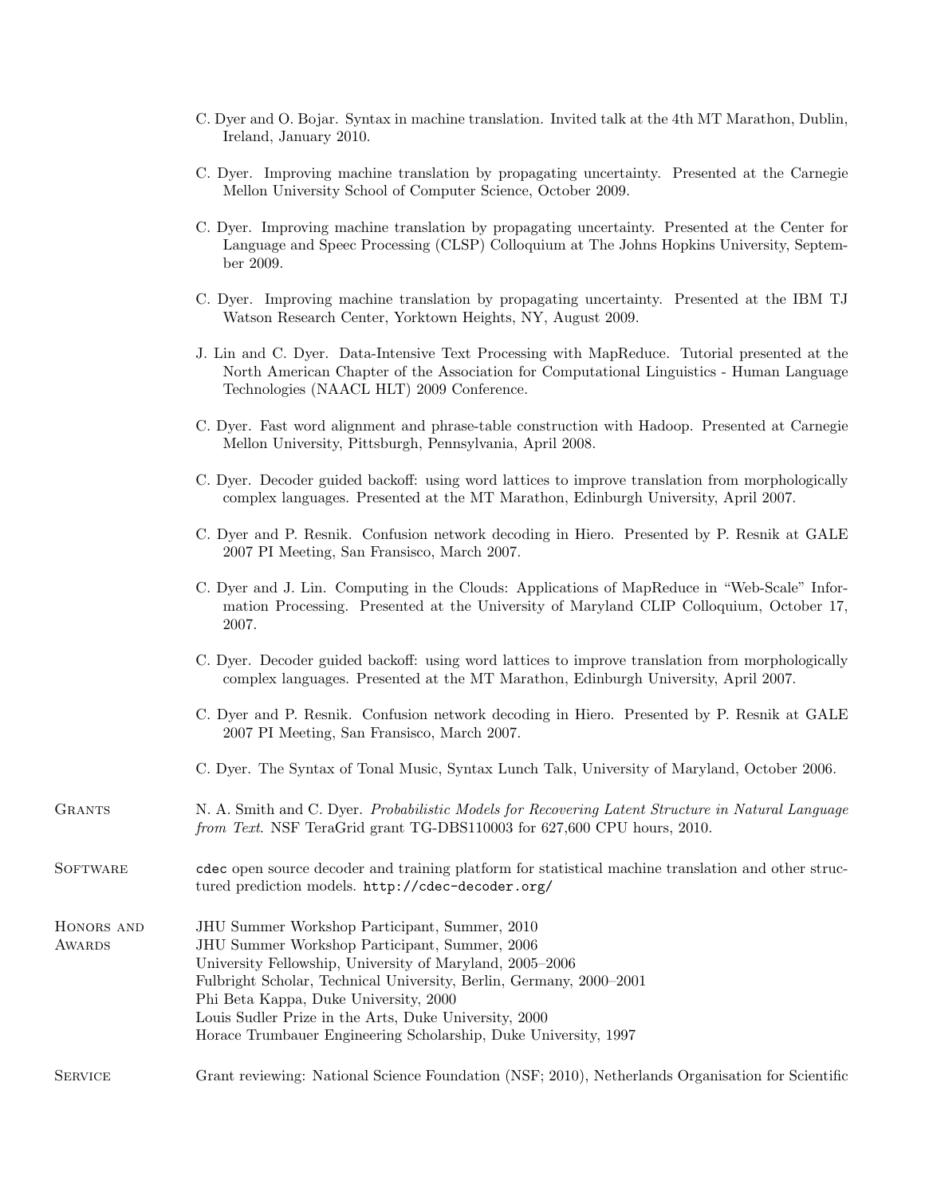C. Dyer and O. Bojar. Syntax in machine translation. Invited talk at the 4th MT Marathon, Dublin, Ireland, January 2010.

C. Dyer. Improving machine translation by propagating uncertainty. Presented at the Carnegie Mellon University School of Computer Science, October 2009.

C. Dyer. Improving machine translation by propagating uncertainty. Presented at the Center for Language and Speec Processing (CLSP) Colloquium at The Johns Hopkins University, September 2009.

C. Dyer. Improving machine translation by propagating uncertainty. Presented at the IBM TJ Watson Research Center, Yorktown Heights, NY, August 2009.

J. Lin and C. Dyer. Data-Intensive Text Processing with MapReduce. Tutorial presented at the North American Chapter of the Association for Computational Linguistics - Human Language Technologies (NAACL HLT) 2009 Conference.

C. Dyer. Fast word alignment and phrase-table construction with Hadoop. Presented at Carnegie Mellon University, Pittsburgh, Pennsylvania, April 2008.

C. Dyer. Decoder guided backoff: using word lattices to improve translation from morphologically complex languages. Presented at the MT Marathon, Edinburgh University, April 2007.

C. Dyer and P. Resnik. Confusion network decoding in Hiero. Presented by P. Resnik at GALE 2007 PI Meeting, San Fransisco, March 2007.

C. Dyer and J. Lin. Computing in the Clouds: Applications of MapReduce in “Web-Scale” Information Processing. Presented at the University of Maryland CLIP Colloquium, October 17, 2007.

C. Dyer. Decoder guided backoff: using word lattices to improve translation from morphologically complex languages. Presented at the MT Marathon, Edinburgh University, April 2007.

C. Dyer and P. Resnik. Confusion network decoding in Hiero. Presented by P. Resnik at GALE 2007 PI Meeting, San Fransisco, March 2007.

C. Dyer. The Syntax of Tonal Music, Syntax Lunch Talk, University of Maryland, October 2006.

## Grants

N. A. Smith and C. Dyer. *Probabilistic Models for Recovering Latent Structure in Natural Language from Text*. NSF TeraGrid grant TG-DBS110003 for 627,600 CPU hours, 2010.

## Software

`cdec` open source decoder and training platform for statistical machine translation and other structured prediction models. `http://cdec-decoder.org/`

## Honors and Awards

JHU Summer Workshop Participant, Summer, 2010
JHU Summer Workshop Participant, Summer, 2006
University Fellowship, University of Maryland, 2005–2006
Fulbright Scholar, Technical University, Berlin, Germany, 2000–2001
Phi Beta Kappa, Duke University, 2000
Louis Sudler Prize in the Arts, Duke University, 2000
Horace Trumbauer Engineering Scholarship, Duke University, 1997

## Service

Grant reviewing: National Science Foundation (NSF; 2010), Netherlands Organisation for Scientific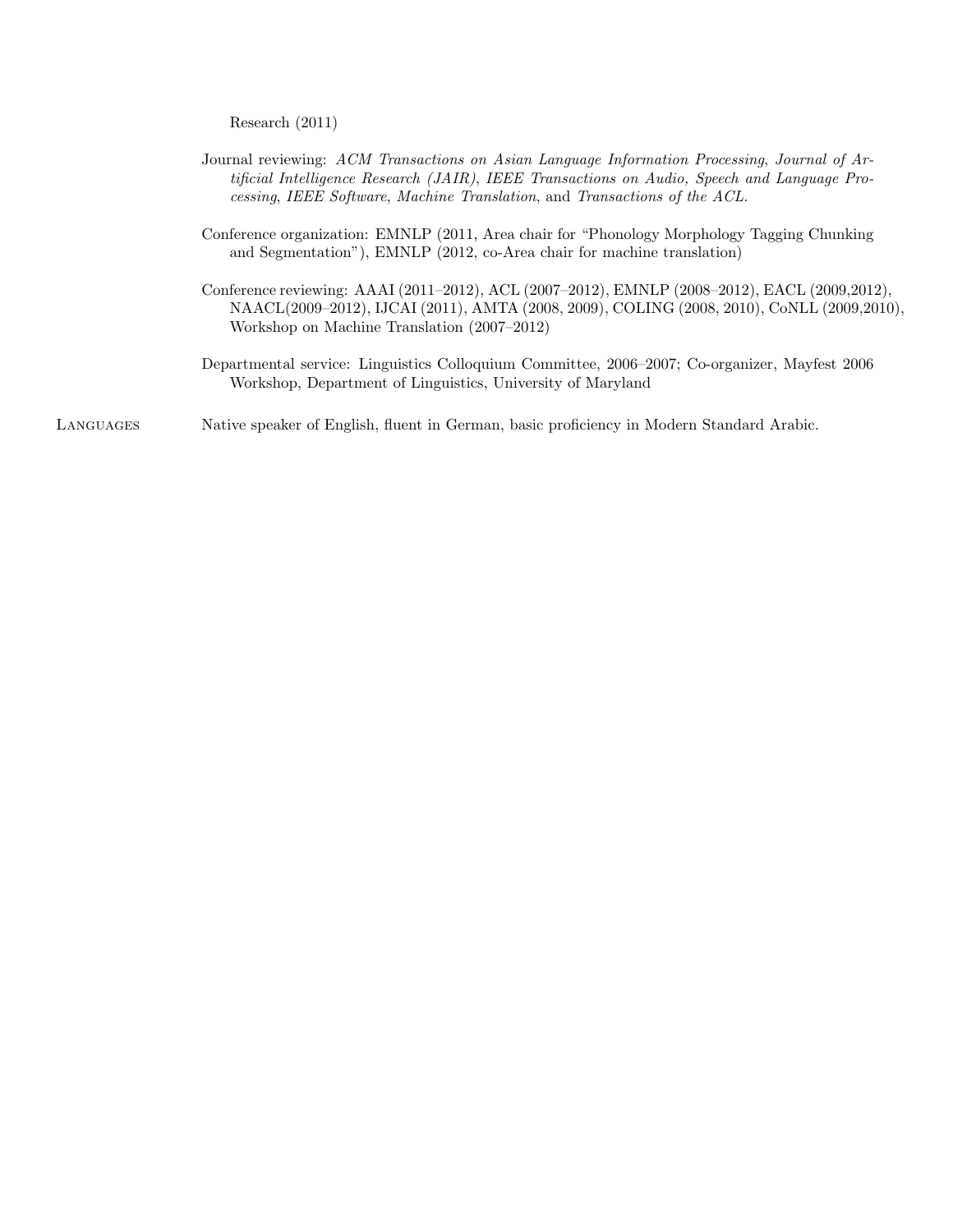Research (2011)

Journal reviewing: *ACM Transactions on Asian Language Information Processing*, *Journal of Artificial Intelligence Research (JAIR)*, *IEEE Transactions on Audio, Speech and Language Processing*, *IEEE Software*, *Machine Translation*, and *Transactions of the ACL*.

Conference organization: EMNLP (2011, Area chair for "Phonology Morphology Tagging Chunking and Segmentation"), EMNLP (2012, co-Area chair for machine translation)

Conference reviewing: AAAI (2011–2012), ACL (2007–2012), EMNLP (2008–2012), EACL (2009,2012), NAACL(2009–2012), IJCAI (2011), AMTA (2008, 2009), COLING (2008, 2010), CoNLL (2009,2010), Workshop on Machine Translation (2007–2012)

Departmental service: Linguistics Colloquium Committee, 2006–2007; Co-organizer, Mayfest 2006 Workshop, Department of Linguistics, University of Maryland

## Languages

Native speaker of English, fluent in German, basic proficiency in Modern Standard Arabic.